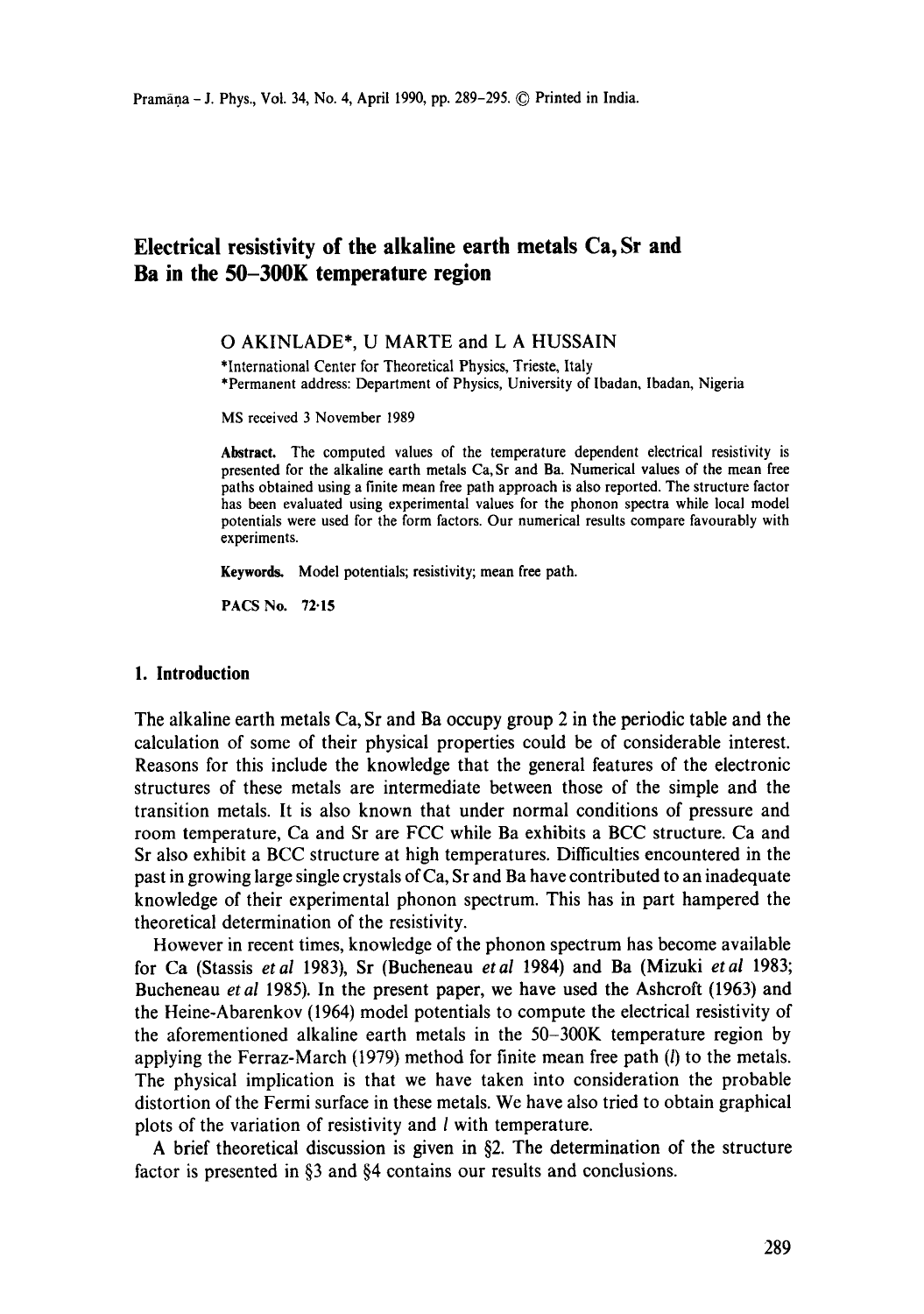# Electrical resistivity of the alkaline earth metals Ca, Sr and Ba in the 50–300K temperature region

O AKINLADE*, U MARTE and L A HUSSAIN

*International Center for Theoretical Physics, Trieste, Italy

*Permanent address: Department of Physics, University of Ibadan, Ibadan, Nigeria

MS received 3 November 1989

**Abstract.** The computed values of the temperature dependent electrical resistivity is presented for the alkaline earth metals Ca, Sr and Ba. Numerical values of the mean free paths obtained using a finite mean free path approach is also reported. The structure factor has been evaluated using experimental values for the phonon spectra while local model potentials were used for the form factors. Our numerical results compare favourably with experiments.

**Keywords.** Model potentials; resistivity; mean free path.

**PACS No.** 72·15

## 1. Introduction

The alkaline earth metals Ca, Sr and Ba occupy group 2 in the periodic table and the calculation of some of their physical properties could be of considerable interest. Reasons for this include the knowledge that the general features of the electronic structures of these metals are intermediate between those of the simple and the transition metals. It is also known that under normal conditions of pressure and room temperature, Ca and Sr are FCC while Ba exhibits a BCC structure. Ca and Sr also exhibit a BCC structure at high temperatures. Difficulties encountered in the past in growing large single crystals of Ca, Sr and Ba have contributed to an inadequate knowledge of their experimental phonon spectrum. This has in part hampered the theoretical determination of the resistivity.

However in recent times, knowledge of the phonon spectrum has become available for Ca (Stassis *et al* 1983), Sr (Bucheneau *et al* 1984) and Ba (Mizuki *et al* 1983; Bucheneau *et al* 1985). In the present paper, we have used the Ashcroft (1963) and the Heine-Abarenkov (1964) model potentials to compute the electrical resistivity of the aforementioned alkaline earth metals in the 50–300K temperature region by applying the Ferraz-March (1979) method for finite mean free path ($l$) to the metals. The physical implication is that we have taken into consideration the probable distortion of the Fermi surface in these metals. We have also tried to obtain graphical plots of the variation of resistivity and $l$ with temperature.

A brief theoretical discussion is given in §2. The determination of the structure factor is presented in §3 and §4 contains our results and conclusions.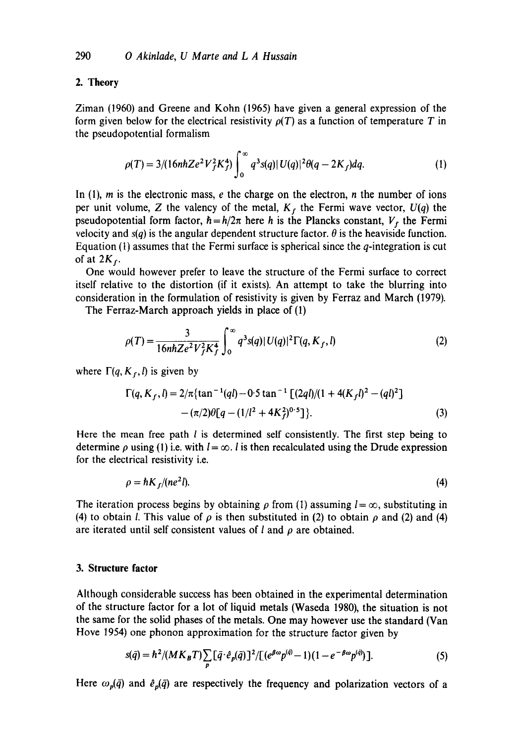## 2. Theory

Ziman (1960) and Greene and Kohn (1965) have given a general expression of the form given below for the electrical resistivity $\rho(T)$ as a function of temperature $T$ in the pseudopotential formalism

$$\rho(T) = 3/(16nhZe^2V_f^2K_f^4)\int_0^\infty q^3 s(q)|U(q)|^2\theta(q-2K_f)dq. \quad (1)$$

In (1), $m$ is the electronic mass, $e$ the charge on the electron, $n$ the number of ions per unit volume, $Z$ the valency of the metal, $K_f$ the Fermi wave vector, $U(q)$ the pseudopotential form factor, $\hbar = h/2\pi$ here $h$ is the Plancks constant, $V_f$ the Fermi velocity and $s(q)$ is the angular dependent structure factor. $\theta$ is the heaviside function. Equation (1) assumes that the Fermi surface is spherical since the $q$-integration is cut of at $2K_f$.

One would however prefer to leave the structure of the Fermi surface to correct itself relative to the distortion (if it exists). An attempt to take the blurring into consideration in the formulation of resistivity is given by Ferraz and March (1979).

The Ferraz-March approach yields in place of (1)

$$\rho(T) = \frac{3}{16n\hbar Ze^2V_f^2K_f^4}\int_0^\infty q^3 s(q)|U(q)|^2\Gamma(q,K_f,l) \quad (2)$$

where $\Gamma(q,K_f,l)$ is given by

$$\Gamma(q,K_f,l) = 2/\pi\{\tan^{-1}(ql) - 0{\cdot}5\tan^{-1}[(2ql)/(1+4(K_fl)^2-(ql)^2] - (\pi/2)\theta[q-(1/l^2+4K_f^2)^{0\cdot5}]\}. \quad (3)$$

Here the mean free path $l$ is determined self consistently. The first step being to determine $\rho$ using (1) i.e. with $l=\infty$. $l$ is then recalculated using the Drude expression for the electrical resistivity i.e.

$$\rho = \hbar K_f/(ne^2l). \quad (4)$$

The iteration process begins by obtaining $\rho$ from (1) assuming $l=\infty$, substituting in (4) to obtain $l$. This value of $\rho$ is then substituted in (2) to obtain $\rho$ and (2) and (4) are iterated until self consistent values of $l$ and $\rho$ are obtained.

## 3. Structure factor

Although considerable success has been obtained in the experimental determination of the structure factor for a lot of liquid metals (Waseda 1980), the situation is not the same for the solid phases of the metals. One may however use the standard (Van Hove 1954) one phonon approximation for the structure factor given by

$$s(\bar{q}) = \hbar^2/(MK_BT)\sum_p[\bar{q}\cdot\hat{e}_p(\bar{q})]^2/[(e^{\beta\omega_p(\bar{q})}-1)(1-e^{-\beta\omega_p(\bar{q})})]. \quad (5)$$

Here $\omega_p(\bar{q})$ and $\hat{e}_p(\bar{q})$ are respectively the frequency and polarization vectors of a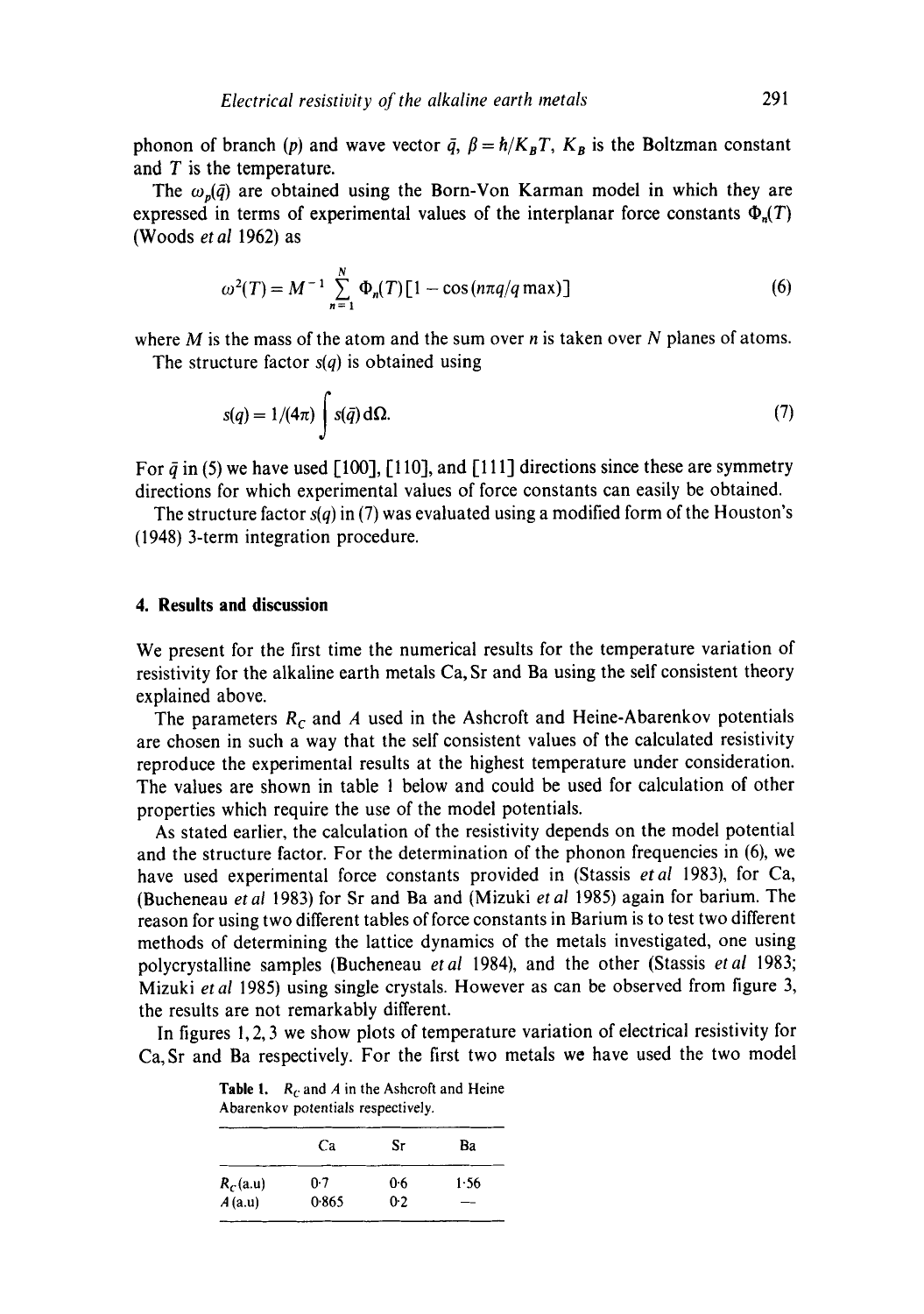phonon of branch $(p)$ and wave vector $\bar{q}$, $\beta = \hbar/K_B T$, $K_B$ is the Boltzman constant and $T$ is the temperature.

The $\omega_p(\bar{q})$ are obtained using the Born-Von Karman model in which they are expressed in terms of experimental values of the interplanar force constants $\Phi_n(T)$ (Woods *et al* 1962) as

$$\omega^2(T) = M^{-1} \sum_{n=1}^{N} \Phi_n(T)[1 - \cos(n\pi q/q\,\mathrm{max})] \tag{6}$$

where $M$ is the mass of the atom and the sum over $n$ is taken over $N$ planes of atoms.

The structure factor $s(q)$ is obtained using

$$s(q) = 1/(4\pi) \int s(\bar{q})\, \mathrm{d}\Omega. \tag{7}$$

For $\bar{q}$ in (5) we have used [100], [110], and [111] directions since these are symmetry directions for which experimental values of force constants can easily be obtained.

The structure factor $s(q)$ in (7) was evaluated using a modified form of the Houston's (1948) 3-term integration procedure.

## 4. Results and discussion

We present for the first time the numerical results for the temperature variation of resistivity for the alkaline earth metals Ca, Sr and Ba using the self consistent theory explained above.

The parameters $R_C$ and $A$ used in the Ashcroft and Heine-Abarenkov potentials are chosen in such a way that the self consistent values of the calculated resistivity reproduce the experimental results at the highest temperature under consideration. The values are shown in table 1 below and could be used for calculation of other properties which require the use of the model potentials.

As stated earlier, the calculation of the resistivity depends on the model potential and the structure factor. For the determination of the phonon frequencies in (6), we have used experimental force constants provided in (Stassis *et al* 1983), for Ca, (Bucheneau *et al* 1983) for Sr and Ba and (Mizuki *et al* 1985) again for barium. The reason for using two different tables of force constants in Barium is to test two different methods of determining the lattice dynamics of the metals investigated, one using polycrystalline samples (Bucheneau *et al* 1984), and the other (Stassis *et al* 1983; Mizuki *et al* 1985) using single crystals. However as can be observed from figure 3, the results are not remarkably different.

In figures 1, 2, 3 we show plots of temperature variation of electrical resistivity for Ca, Sr and Ba respectively. For the first two metals we have used the two model

**Table 1.** $R_C$ and $A$ in the Ashcroft and Heine Abarenkov potentials respectively.

| | Ca | Sr | Ba |
|---|---|---|---|
| $R_C$(a.u) | 0·7 | 0·6 | 1·56 |
| $A$ (a.u) | 0·865 | 0·2 | — |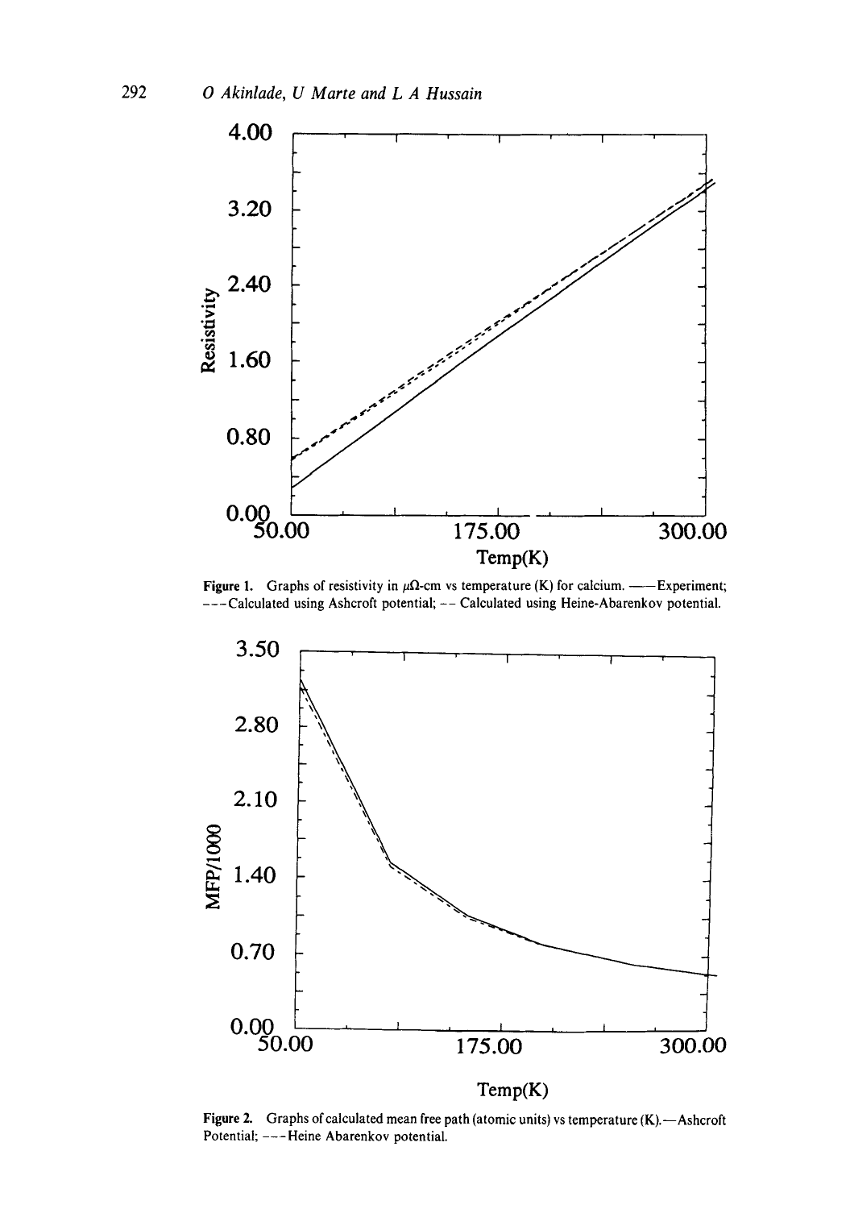Figure 1. Graphs of resistivity in $\mu\Omega$-cm vs temperature (K) for calcium. —— Experiment; - - - Calculated using Ashcroft potential; -- Calculated using Heine-Abarenkov potential.

Figure 2. Graphs of calculated mean free path (atomic units) vs temperature (K).—Ashcroft Potential; - - - Heine Abarenkov potential.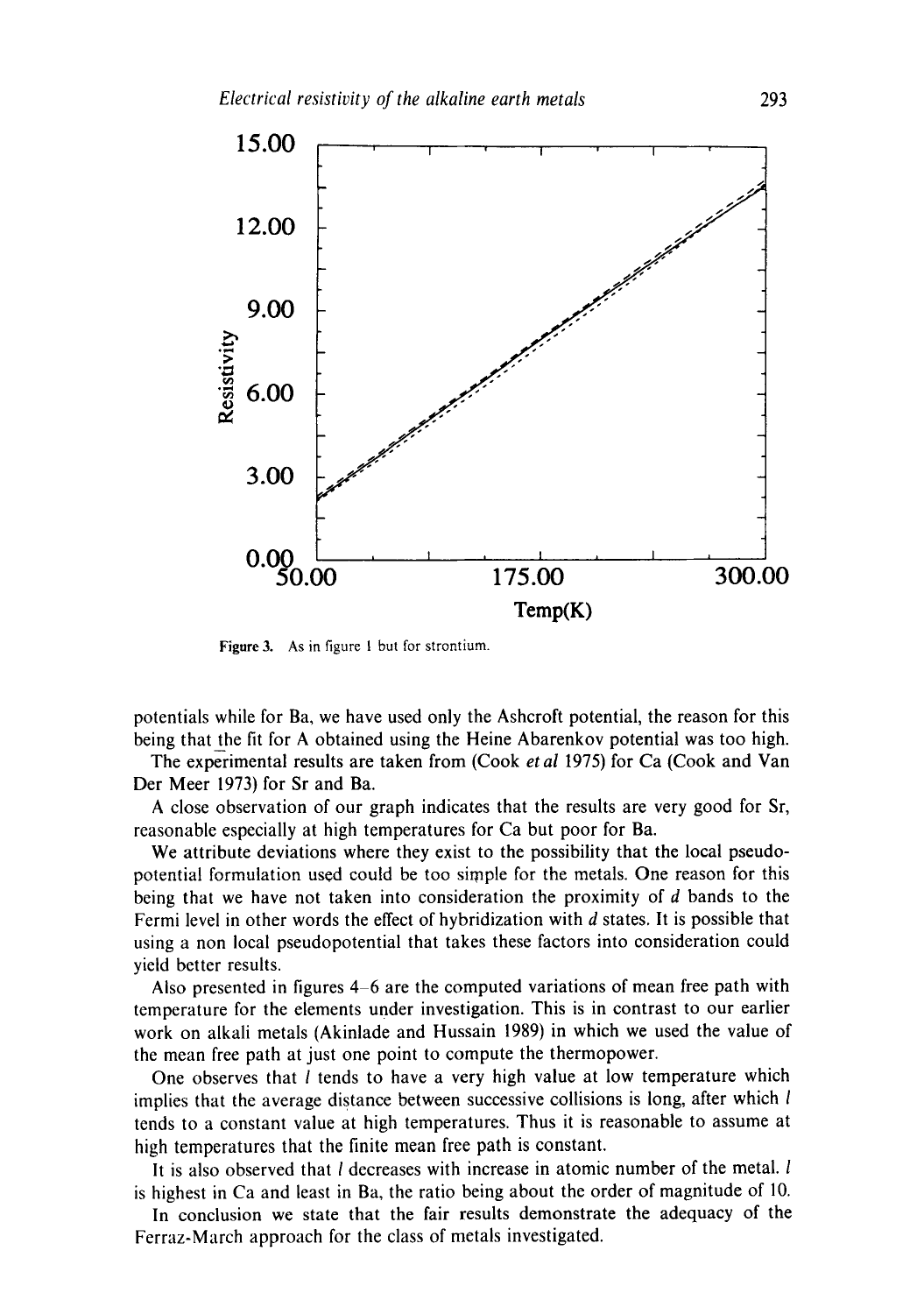Figure 3. As in figure 1 but for strontium.

potentials while for Ba, we have used only the Ashcroft potential, the reason for this being that the fit for A obtained using the Heine Abarenkov potential was too high.

The experimental results are taken from (Cook *et al* 1975) for Ca (Cook and Van Der Meer 1973) for Sr and Ba.

A close observation of our graph indicates that the results are very good for Sr, reasonable especially at high temperatures for Ca but poor for Ba.

We attribute deviations where they exist to the possibility that the local pseudopotential formulation used could be too simple for the metals. One reason for this being that we have not taken into consideration the proximity of $d$ bands to the Fermi level in other words the effect of hybridization with $d$ states. It is possible that using a non local pseudopotential that takes these factors into consideration could yield better results.

Also presented in figures 4–6 are the computed variations of mean free path with temperature for the elements under investigation. This is in contrast to our earlier work on alkali metals (Akinlade and Hussain 1989) in which we used the value of the mean free path at just one point to compute the thermopower.

One observes that $l$ tends to have a very high value at low temperature which implies that the average distance between successive collisions is long, after which $l$ tends to a constant value at high temperatures. Thus it is reasonable to assume at high temperatures that the finite mean free path is constant.

It is also observed that $l$ decreases with increase in atomic number of the metal. $l$ is highest in Ca and least in Ba, the ratio being about the order of magnitude of 10.

In conclusion we state that the fair results demonstrate the adequacy of the Ferraz-March approach for the class of metals investigated.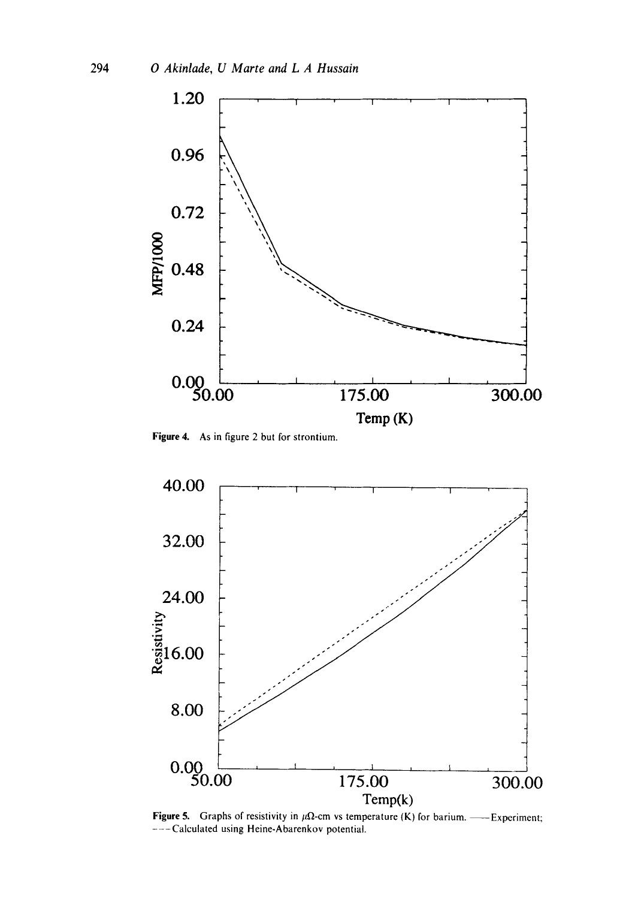Figure 4. As in figure 2 but for strontium.

Figure 5. Graphs of resistivity in $\mu\Omega$-cm vs temperature (K) for barium. ——Experiment; - - - Calculated using Heine-Abarenkov potential.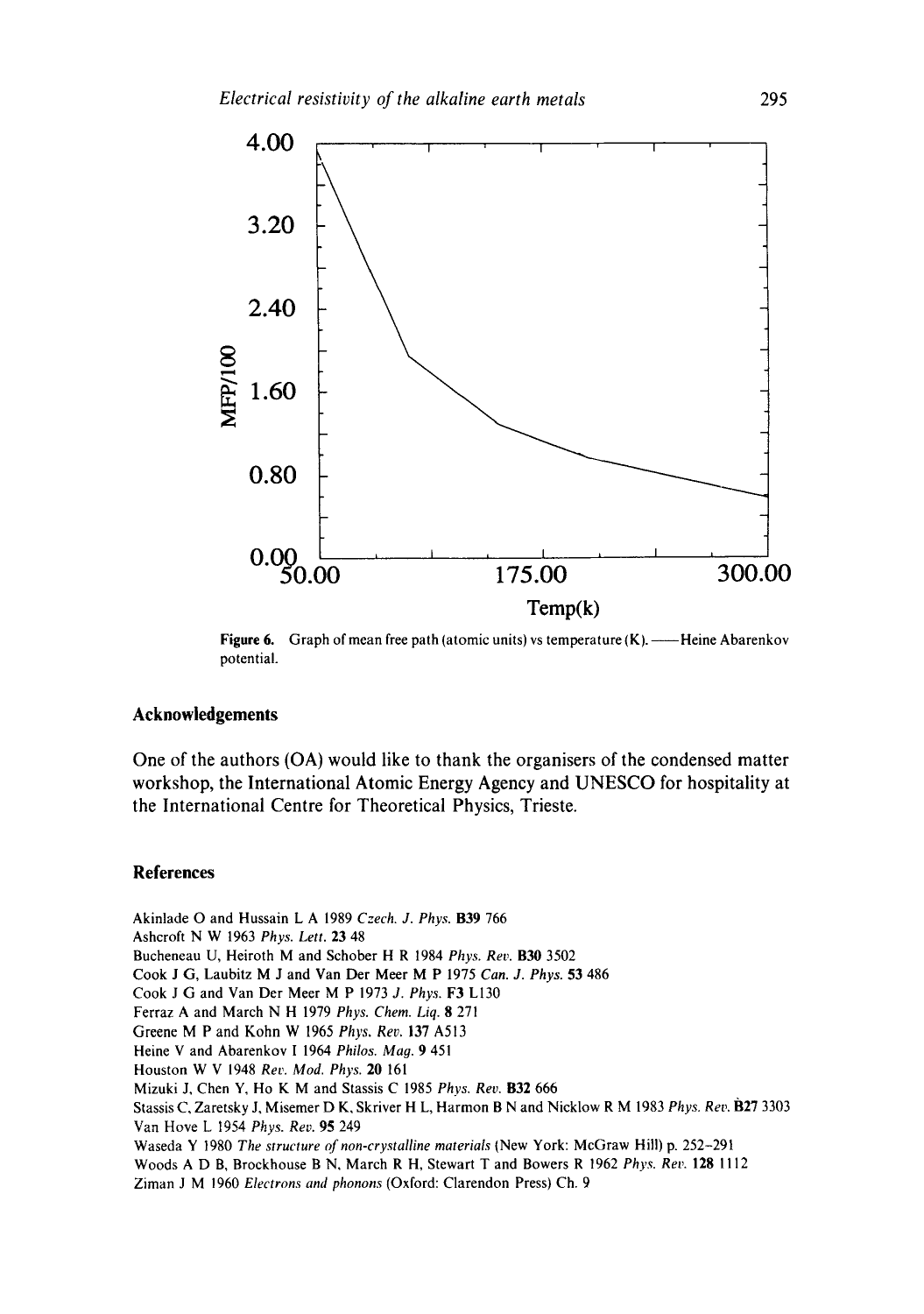4.00

3.20

2.40

MFP/100 1.60

0.80

0.00
50.00

175.00

300.00

Temp(k)

**Figure 6.** Graph of mean free path (atomic units) vs temperature (K). —— Heine Abarenkov potential.

## Acknowledgements

One of the authors (OA) would like to thank the organisers of the condensed matter workshop, the International Atomic Energy Agency and UNESCO for hospitality at the International Centre for Theoretical Physics, Trieste.

## References

Akinlade O and Hussain L A 1989 *Czech. J. Phys.* **B39** 766

Ashcroft N W 1963 *Phys. Lett.* **23** 48

Bucheneau U, Heiroth M and Schober H R 1984 *Phys. Rev.* **B30** 3502

Cook J G, Laubitz M J and Van Der Meer M P 1975 *Can. J. Phys.* **53** 486

Cook J G and Van Der Meer M P 1973 *J. Phys.* **F3** L130

Ferraz A and March N H 1979 *Phys. Chem. Liq.* **8** 271

Greene M P and Kohn W 1965 *Phys. Rev.* **137** A513

Heine V and Abarenkov I 1964 *Philos. Mag.* **9** 451

Houston W V 1948 *Rev. Mod. Phys.* **20** 161

Mizuki J, Chen Y, Ho K M and Stassis C 1985 *Phys. Rev.* **B32** 666

Stassis C, Zaretsky J, Misemer D K, Skriver H L, Harmon B N and Nicklow R M 1983 *Phys. Rev.* **B27** 3303

Van Hove L 1954 *Phys. Rev.* **95** 249

Waseda Y 1980 *The structure of non-crystalline materials* (New York: McGraw Hill) p. 252–291

Woods A D B, Brockhouse B N, March R H, Stewart T and Bowers R 1962 *Phys. Rev.* **128** 1112

Ziman J M 1960 *Electrons and phonons* (Oxford: Clarendon Press) Ch. 9